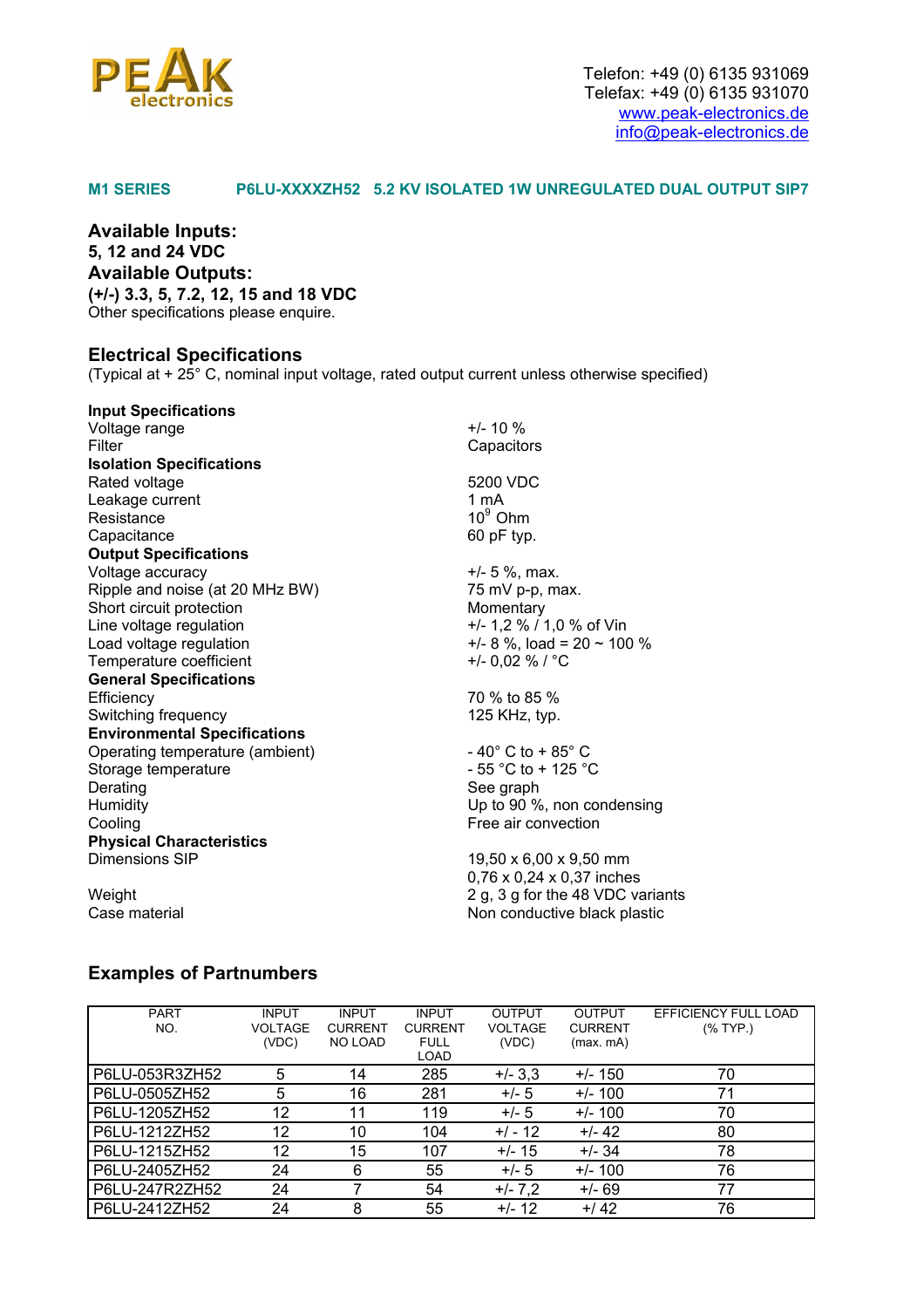PEAK electronics

Telefon: +49 (0) 6135 931069
Telefax: +49 (0) 6135 931070
www.peak-electronics.de
info@peak-electronics.de

**M1 SERIES P6LU-XXXXZH52 5.2 KV ISOLATED 1W UNREGULATED DUAL OUTPUT SIP7**

**Available Inputs:**
**5, 12 and 24 VDC**
**Available Outputs:**
**(+/-) 3.3, 5, 7.2, 12, 15 and 18 VDC**
Other specifications please enquire.

## Electrical Specifications

(Typical at + 25° C, nominal input voltage, rated output current unless otherwise specified)

**Input Specifications**

| | |
|---|---|
| Voltage range | +/- 10 % |
| Filter | Capacitors |

**Isolation Specifications**

| | |
|---|---|
| Rated voltage | 5200 VDC |
| Leakage current | 1 mA |
| Resistance | $10^9$ Ohm |
| Capacitance | 60 pF typ. |

**Output Specifications**

| | |
|---|---|
| Voltage accuracy | +/- 5 %, max. |
| Ripple and noise (at 20 MHz BW) | 75 mV p-p, max. |
| Short circuit protection | Momentary |
| Line voltage regulation | +/- 1,2 % / 1,0 % of Vin |
| Load voltage regulation | +/- 8 %, load = 20 ~ 100 % |
| Temperature coefficient | +/- 0,02 % / °C |

**General Specifications**

| | |
|---|---|
| Efficiency | 70 % to 85 % |
| Switching frequency | 125 KHz, typ. |

**Environmental Specifications**

| | |
|---|---|
| Operating temperature (ambient) | - 40° C to + 85° C |
| Storage temperature | - 55 °C to + 125 °C |
| Derating | See graph |
| Humidity | Up to 90 %, non condensing |
| Cooling | Free air convection |

**Physical Characteristics**

| | |
|---|---|
| Dimensions SIP | 19,50 x 6,00 x 9,50 mm<br>0,76 x 0,24 x 0,37 inches |
| Weight | 2 g, 3 g for the 48 VDC variants |
| Case material | Non conductive black plastic |

## Examples of Partnumbers

| PART NO. | INPUT VOLTAGE (VDC) | INPUT CURRENT NO LOAD | INPUT CURRENT FULL LOAD | OUTPUT VOLTAGE (VDC) | OUTPUT CURRENT (max. mA) | EFFICIENCY FULL LOAD (% TYP.) |
|---|---|---|---|---|---|---|
| P6LU-053R3ZH52 | 5 | 14 | 285 | +/- 3,3 | +/- 150 | 70 |
| P6LU-0505ZH52 | 5 | 16 | 281 | +/- 5 | +/- 100 | 71 |
| P6LU-1205ZH52 | 12 | 11 | 119 | +/- 5 | +/- 100 | 70 |
| P6LU-1212ZH52 | 12 | 10 | 104 | +/ - 12 | +/- 42 | 80 |
| P6LU-1215ZH52 | 12 | 15 | 107 | +/- 15 | +/- 34 | 78 |
| P6LU-2405ZH52 | 24 | 6 | 55 | +/- 5 | +/- 100 | 76 |
| P6LU-247R2ZH52 | 24 | 7 | 54 | +/- 7,2 | +/- 69 | 77 |
| P6LU-2412ZH52 | 24 | 8 | 55 | +/- 12 | +/ 42 | 76 |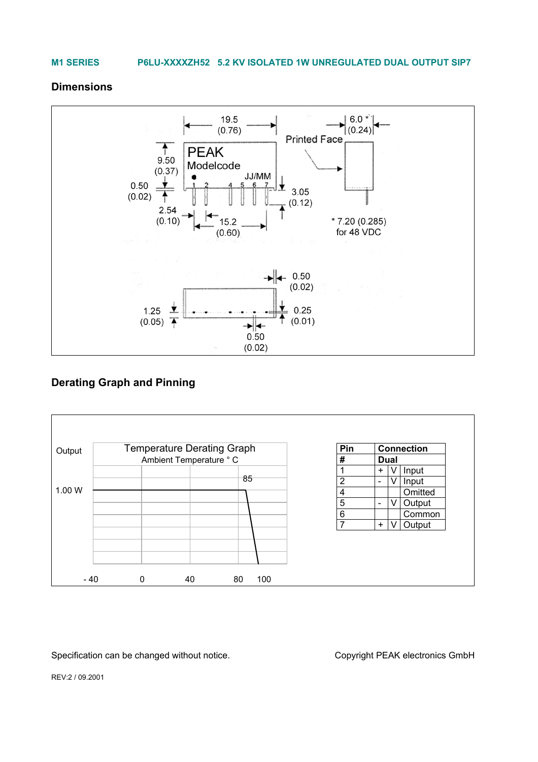M1 SERIES P6LU-XXXXZH52 5.2 KV ISOLATED 1W UNREGULATED DUAL OUTPUT SIP7

## Dimensions

19.5
(0.76)
6.0 *
(0.24)
Printed Face
9.50
(0.37)
PEAK
Modelcode
JJ/MM
0.50
(0.02)
1 2 4 5 6 7
3.05
(0.12)
2.54
(0.10)
15.2
(0.60)
* 7.20 (0.285)
for 48 VDC
0.50
(0.02)
1.25
(0.05)
0.25
(0.01)
0.50
(0.02)

## Derating Graph and Pinning

Output
Temperature Derating Graph
Ambient Temperature ° C
1.00 W
85
- 40 0 40 80 100

| Pin # | Connection Dual | | |
|---|---|---|---|
| 1 | + | V | Input |
| 2 | - | V | Input |
| 4 | | | Omitted |
| 5 | - | V | Output |
| 6 | | | Common |
| 7 | + | V | Output |

Specification can be changed without notice.

Copyright PEAK electronics GmbH

REV:2 / 09.2001